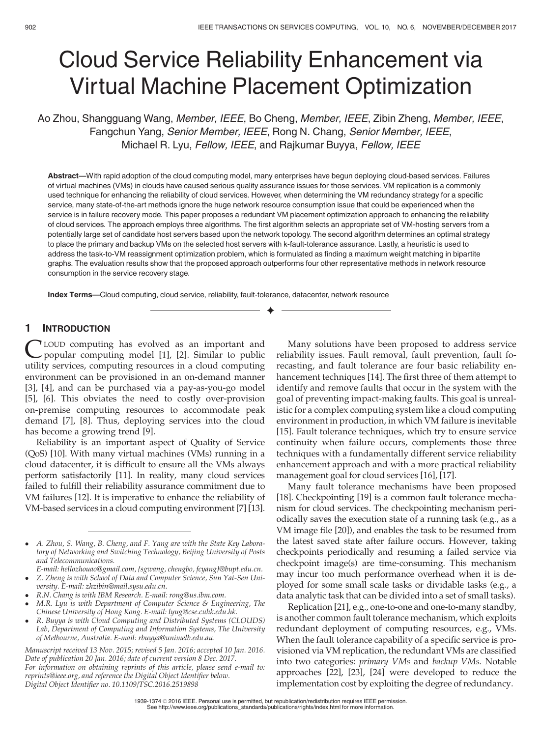# Cloud Service Reliability Enhancement via Virtual Machine Placement Optimization

Ao Zhou, Shangguang Wang, *Member, IEEE*, Bo Cheng, *Member, IEEE*, Zibin Zheng, *Member, IEEE*, Fangchun Yang, *Senior Member, IEEE*, Rong N. Chang, *Senior Member, IEEE*, Michael R. Lyu, *Fellow, IEEE*, and Rajkumar Buyya, *Fellow, IEEE*

**Abstract**—With rapid adoption of the cloud computing model, many enterprises have begun deploying cloud-based services. Failures of virtual machines (VMs) in clouds have caused serious quality assurance issues for those services. VM replication is a commonly used technique for enhancing the reliability of cloud services. However, when determining the VM redundancy strategy for a specific service, many state-of-the-art methods ignore the huge network resource consumption issue that could be experienced when the service is in failure recovery mode. This paper proposes a redundant VM placement optimization approach to enhancing the reliability of cloud services. The approach employs three algorithms. The first algorithm selects an appropriate set of VM-hosting servers from a potentially large set of candidate host servers based upon the network topology. The second algorithm determines an optimal strategy to place the primary and backup VMs on the selected host servers with k-fault-tolerance assurance. Lastly, a heuristic is used to address the task-to-VM reassignment optimization problem, which is formulated as finding a maximum weight matching in bipartite graphs. The evaluation results show that the proposed approach outperforms four other representative methods in network resource consumption in the service recovery stage.

**Index Terms**—Cloud computing, cloud service, reliability, fault-tolerance, datacenter, network resource

## 1 Introduction

Cloud computing has evolved as an important and popular computing model [1], [2]. Similar to public utility services, computing resources in a cloud computing environment can be provisioned in an on-demand manner [3], [4], and can be purchased via a pay-as-you-go model [5], [6]. This obviates the need to costly over-provision on-premise computing resources to accommodate peak demand [7], [8]. Thus, deploying services into the cloud has become a growing trend [9].

Reliability is an important aspect of Quality of Service (QoS) [10]. With many virtual machines (VMs) running in a cloud datacenter, it is difficult to ensure all the VMs always perform satisfactorily [11]. In reality, many cloud services failed to fulfill their reliability assurance commitment due to VM failures [12]. It is imperative to enhance the reliability of VM-based services in a cloud computing environment [7] [13].

Many solutions have been proposed to address service reliability issues. Fault removal, fault prevention, fault forecasting, and fault tolerance are four basic reliability enhancement techniques [14]. The first three of them attempt to identify and remove faults that occur in the system with the goal of preventing impact-making faults. This goal is unrealistic for a complex computing system like a cloud computing environment in production, in which VM failure is inevitable [15]. Fault tolerance techniques, which try to ensure service continuity when failure occurs, complements those three techniques with a fundamentally different service reliability enhancement approach and with a more practical reliability management goal for cloud services [16], [17].

Many fault tolerance mechanisms have been proposed [18]. Checkpointing [19] is a common fault tolerance mechanism for cloud services. The checkpointing mechanism periodically saves the execution state of a running task (e.g., as a VM image file [20]), and enables the task to be resumed from the latest saved state after failure occurs. However, taking checkpoints periodically and resuming a failed service via checkpoint image(s) are time-consuming. This mechanism may incur too much performance overhead when it is deployed for some small scale tasks or dividable tasks (e.g., a data analytic task that can be divided into a set of small tasks).

Replication [21], e.g., one-to-one and one-to-many standby, is another common fault tolerance mechanism, which exploits redundant deployment of computing resources, e.g., VMs. When the fault tolerance capability of a specific service is provisioned via VM replication, the redundant VMs are classified into two categories: *primary VMs* and *backup VMs*. Notable approaches [22], [23], [24] were developed to reduce the implementation cost by exploiting the degree of redundancy.

- *A. Zhou, S. Wang, B. Cheng, and F. Yang are with the State Key Laboratory of Networking and Switching Technology, Beijing University of Posts and Telecommunications. E-mail: hellozhouao@gmail.com, {sgwang, chengbo, fcyang}@bupt.edu.cn.*
- *Z. Zheng is with School of Data and Computer Science, Sun Yat-Sen University. E-mail: zhzibin@mail.sysu.edu.cn.*
- *R.N. Chang is with IBM Research. E-mail: rong@us.ibm.com.*
- *M.R. Lyu is with Department of Computer Science & Engineering, The Chinese University of Hong Kong. E-mail: lyu@cse.cuhk.edu.hk.*
- *R. Buyya is with Cloud Computing and Distributed Systems (CLOUDS) Lab, Department of Computing and Information Systems, The University of Melbourne, Australia. E-mail: rbuyya@unimelb.edu.au.*

*Manuscript received 13 Nov. 2015; revised 5 Jan. 2016; accepted 10 Jan. 2016. Date of publication 20 Jan. 2016; date of current version 8 Dec. 2017. For information on obtaining reprints of this article, please send e-mail to: reprints@ieee.org, and reference the Digital Object Identifier below. Digital Object Identifier no. 10.1109/TSC.2016.2519898*

1939-1374 © 2016 IEEE. Personal use is permitted, but republication/redistribution requires IEEE permission. See http://www.ieee.org/publications_standards/publications/rights/index.html for more information.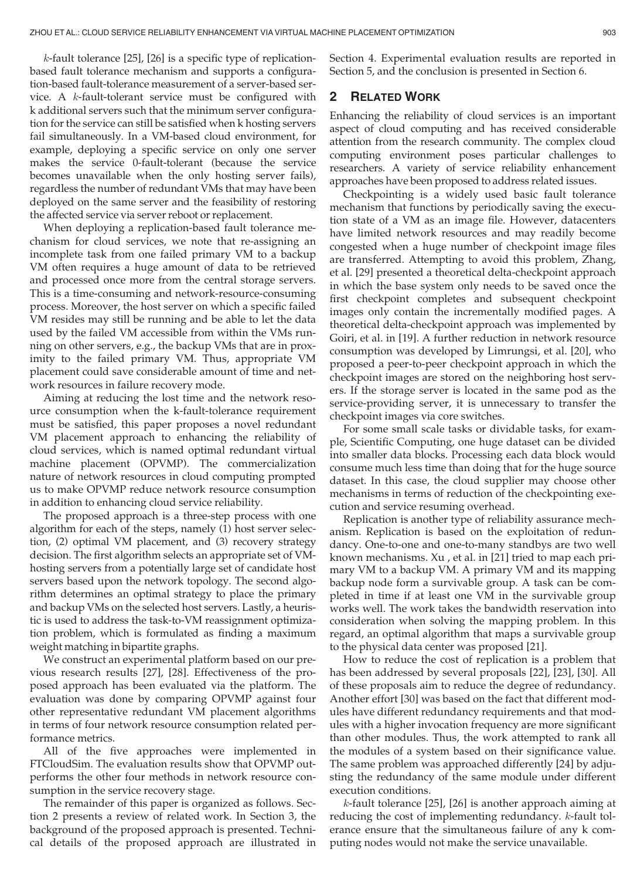$k$-fault tolerance [25], [26] is a specific type of replication-based fault tolerance mechanism and supports a configuration-based fault-tolerance measurement of a server-based service. A $k$-fault-tolerant service must be configured with k additional servers such that the minimum server configuration for the service can still be satisfied when k hosting servers fail simultaneously. In a VM-based cloud environment, for example, deploying a specific service on only one server makes the service 0-fault-tolerant (because the service becomes unavailable when the only hosting server fails), regardless the number of redundant VMs that may have been deployed on the same server and the feasibility of restoring the affected service via server reboot or replacement.

When deploying a replication-based fault tolerance mechanism for cloud services, we note that re-assigning an incomplete task from one failed primary VM to a backup VM often requires a huge amount of data to be retrieved and processed once more from the central storage servers. This is a time-consuming and network-resource-consuming process. Moreover, the host server on which a specific failed VM resides may still be running and be able to let the data used by the failed VM accessible from within the VMs running on other servers, e.g., the backup VMs that are in proximity to the failed primary VM. Thus, appropriate VM placement could save considerable amount of time and network resources in failure recovery mode.

Aiming at reducing the lost time and the network resource consumption when the k-fault-tolerance requirement must be satisfied, this paper proposes a novel redundant VM placement approach to enhancing the reliability of cloud services, which is named optimal redundant virtual machine placement (OPVMP). The commercialization nature of network resources in cloud computing prompted us to make OPVMP reduce network resource consumption in addition to enhancing cloud service reliability.

The proposed approach is a three-step process with one algorithm for each of the steps, namely (1) host server selection, (2) optimal VM placement, and (3) recovery strategy decision. The first algorithm selects an appropriate set of VM-hosting servers from a potentially large set of candidate host servers based upon the network topology. The second algorithm determines an optimal strategy to place the primary and backup VMs on the selected host servers. Lastly, a heuristic is used to address the task-to-VM reassignment optimization problem, which is formulated as finding a maximum weight matching in bipartite graphs.

We construct an experimental platform based on our previous research results [27], [28]. Effectiveness of the proposed approach has been evaluated via the platform. The evaluation was done by comparing OPVMP against four other representative redundant VM placement algorithms in terms of four network resource consumption related performance metrics.

All of the five approaches were implemented in FTCloudSim. The evaluation results show that OPVMP outperforms the other four methods in network resource consumption in the service recovery stage.

The remainder of this paper is organized as follows. Section 2 presents a review of related work. In Section 3, the background of the proposed approach is presented. Technical details of the proposed approach are illustrated in Section 4. Experimental evaluation results are reported in Section 5, and the conclusion is presented in Section 6.

## 2 Related Work

Enhancing the reliability of cloud services is an important aspect of cloud computing and has received considerable attention from the research community. The complex cloud computing environment poses particular challenges to researchers. A variety of service reliability enhancement approaches have been proposed to address related issues.

Checkpointing is a widely used basic fault tolerance mechanism that functions by periodically saving the execution state of a VM as an image file. However, datacenters have limited network resources and may readily become congested when a huge number of checkpoint image files are transferred. Attempting to avoid this problem, Zhang, et al. [29] presented a theoretical delta-checkpoint approach in which the base system only needs to be saved once the first checkpoint completes and subsequent checkpoint images only contain the incrementally modified pages. A theoretical delta-checkpoint approach was implemented by Goiri, et al. in [19]. A further reduction in network resource consumption was developed by Limrungsi, et al. [20], who proposed a peer-to-peer checkpoint approach in which the checkpoint images are stored on the neighboring host servers. If the storage server is located in the same pod as the service-providing server, it is unnecessary to transfer the checkpoint images via core switches.

For some small scale tasks or dividable tasks, for example, Scientific Computing, one huge dataset can be divided into smaller data blocks. Processing each data block would consume much less time than doing that for the huge source dataset. In this case, the cloud supplier may choose other mechanisms in terms of reduction of the checkpointing execution and service resuming overhead.

Replication is another type of reliability assurance mechanism. Replication is based on the exploitation of redundancy. One-to-one and one-to-many standbys are two well known mechanisms. Xu , et al. in [21] tried to map each primary VM to a backup VM. A primary VM and its mapping backup node form a survivable group. A task can be completed in time if at least one VM in the survivable group works well. The work takes the bandwidth reservation into consideration when solving the mapping problem. In this regard, an optimal algorithm that maps a survivable group to the physical data center was proposed [21].

How to reduce the cost of replication is a problem that has been addressed by several proposals [22], [23], [30]. All of these proposals aim to reduce the degree of redundancy. Another effort [30] was based on the fact that different modules have different redundancy requirements and that modules with a higher invocation frequency are more significant than other modules. Thus, the work attempted to rank all the modules of a system based on their significance value. The same problem was approached differently [24] by adjusting the redundancy of the same module under different execution conditions.

$k$-fault tolerance [25], [26] is another approach aiming at reducing the cost of implementing redundancy. $k$-fault tolerance ensure that the simultaneous failure of any k computing nodes would not make the service unavailable.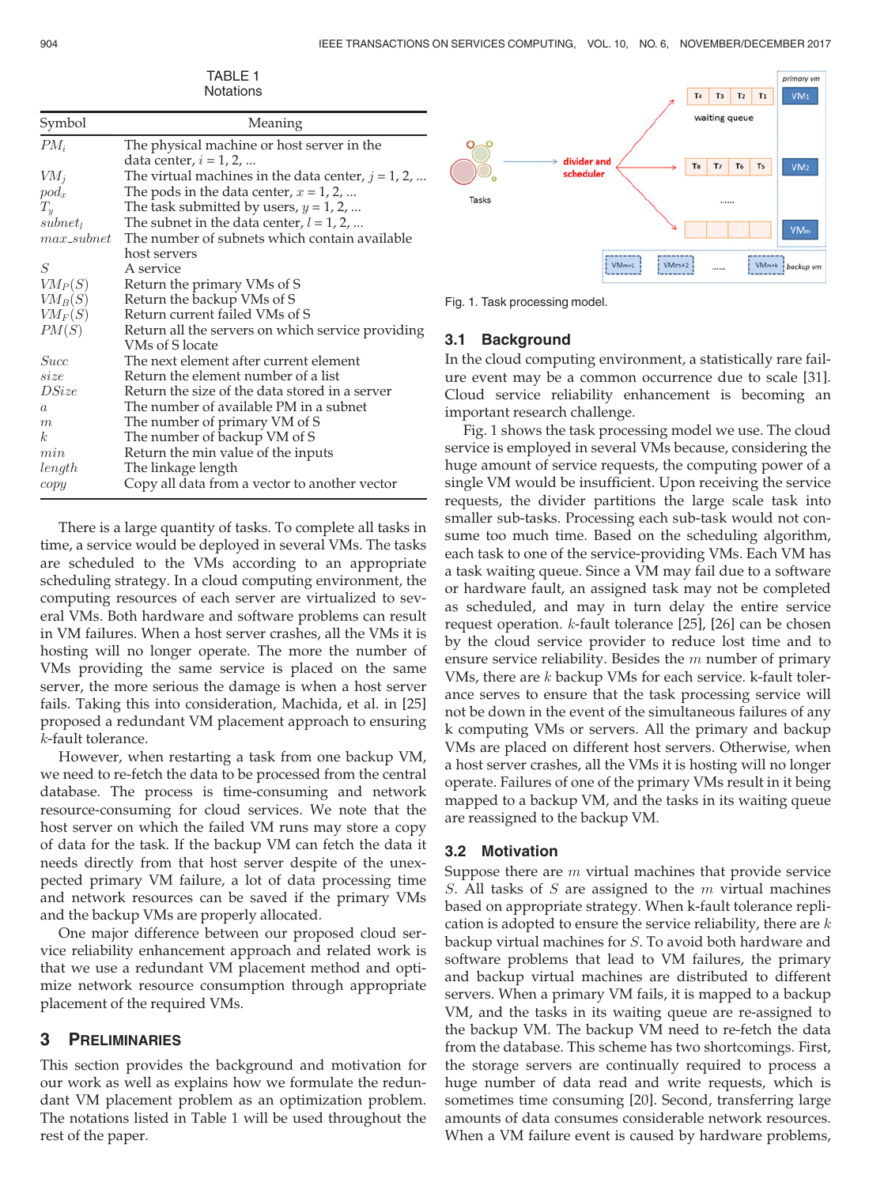TABLE 1
Notations

| Symbol | Meaning |
|---|---|
| $PM_i$ | The physical machine or host server in the data center, $i = 1, 2, ...$ |
| $VM_j$ | The virtual machines in the data center, $j = 1, 2, ...$ |
| $pod_x$ | The pods in the data center, $x = 1, 2, ...$ |
| $T_y$ | The task submitted by users, $y = 1, 2, ...$ |
| $subnet_l$ | The subnet in the data center, $l = 1, 2, ...$ |
| $max\_subnet$ | The number of subnets which contain available host servers |
| $S$ | A service |
| $VM_P(S)$ | Return the primary VMs of S |
| $VM_B(S)$ | Return the backup VMs of S |
| $VM_F(S)$ | Return current failed VMs of S |
| $PM(S)$ | Return all the servers on which service providing VMs of S locate |
| $Succ$ | The next element after current element |
| $size$ | Return the element number of a list |
| $DSize$ | Return the size of the data stored in a server |
| $a$ | The number of available PM in a subnet |
| $m$ | The number of primary VM of S |
| $k$ | The number of backup VM of S |
| $min$ | Return the min value of the inputs |
| $length$ | The linkage length |
| $copy$ | Copy all data from a vector to another vector |

There is a large quantity of tasks. To complete all tasks in time, a service would be deployed in several VMs. The tasks are scheduled to the VMs according to an appropriate scheduling strategy. In a cloud computing environment, the computing resources of each server are virtualized to several VMs. Both hardware and software problems can result in VM failures. When a host server crashes, all the VMs it is hosting will no longer operate. The more the number of VMs providing the same service is placed on the same server, the more serious the damage is when a host server fails. Taking this into consideration, Machida, et al. in [25] proposed a redundant VM placement approach to ensuring $k$-fault tolerance.

However, when restarting a task from one backup VM, we need to re-fetch the data to be processed from the central database. The process is time-consuming and network resource-consuming for cloud services. We note that the host server on which the failed VM runs may store a copy of data for the task. If the backup VM can fetch the data it needs directly from that host server despite of the unexpected primary VM failure, a lot of data processing time and network resources can be saved if the primary VMs and the backup VMs are properly allocated.

One major difference between our proposed cloud service reliability enhancement approach and related work is that we use a redundant VM placement method and optimize network resource consumption through appropriate placement of the required VMs.

## 3 Preliminaries

This section provides the background and motivation for our work as well as explains how we formulate the redundant VM placement problem as an optimization problem. The notations listed in Table 1 will be used throughout the rest of the paper.

Fig. 1. Task processing model.

### 3.1 Background

In the cloud computing environment, a statistically rare failure event may be a common occurrence due to scale [31]. Cloud service reliability enhancement is becoming an important research challenge.

Fig. 1 shows the task processing model we use. The cloud service is employed in several VMs because, considering the huge amount of service requests, the computing power of a single VM would be insufficient. Upon receiving the service requests, the divider partitions the large scale task into smaller sub-tasks. Processing each sub-task would not consume too much time. Based on the scheduling algorithm, each task to one of the service-providing VMs. Each VM has a task waiting queue. Since a VM may fail due to a software or hardware fault, an assigned task may not be completed as scheduled, and may in turn delay the entire service request operation. $k$-fault tolerance [25], [26] can be chosen by the cloud service provider to reduce lost time and to ensure service reliability. Besides the $m$ number of primary VMs, there are $k$ backup VMs for each service. k-fault tolerance serves to ensure that the task processing service will not be down in the event of the simultaneous failures of any k computing VMs or servers. All the primary and backup VMs are placed on different host servers. Otherwise, when a host server crashes, all the VMs it is hosting will no longer operate. Failures of one of the primary VMs result in it being mapped to a backup VM, and the tasks in its waiting queue are reassigned to the backup VM.

### 3.2 Motivation

Suppose there are $m$ virtual machines that provide service $S$. All tasks of $S$ are assigned to the $m$ virtual machines based on appropriate strategy. When k-fault tolerance replication is adopted to ensure the service reliability, there are $k$ backup virtual machines for $S$. To avoid both hardware and software problems that lead to VM failures, the primary and backup virtual machines are distributed to different servers. When a primary VM fails, it is mapped to a backup VM, and the tasks in its waiting queue are re-assigned to the backup VM. The backup VM need to re-fetch the data from the database. This scheme has two shortcomings. First, the storage servers are continually required to process a huge number of data read and write requests, which is sometimes time consuming [20]. Second, transferring large amounts of data consumes considerable network resources. When a VM failure event is caused by hardware problems,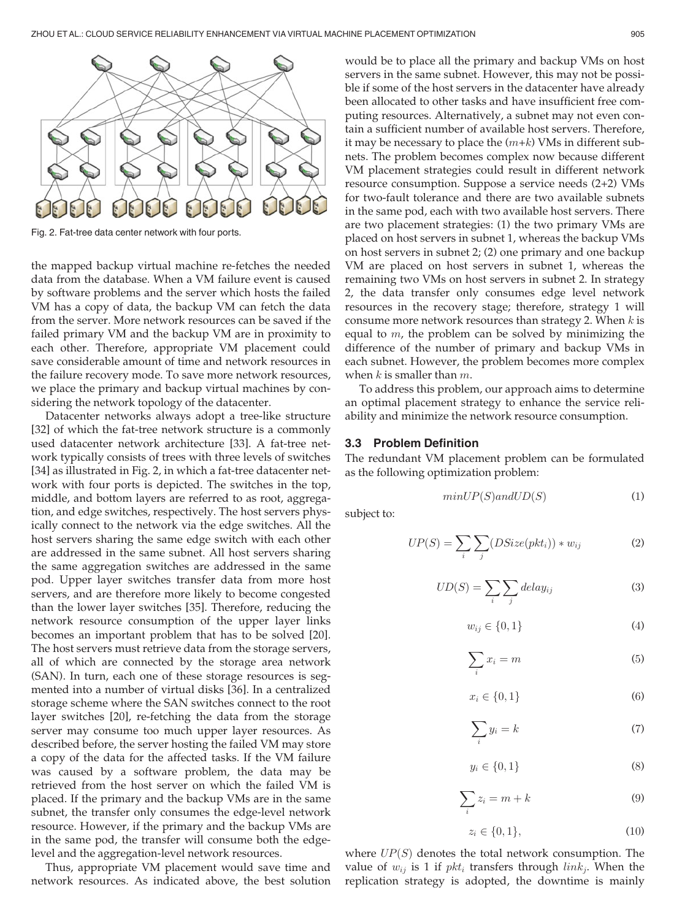Fig. 2. Fat-tree data center network with four ports.

the mapped backup virtual machine re-fetches the needed data from the database. When a VM failure event is caused by software problems and the server which hosts the failed VM has a copy of data, the backup VM can fetch the data from the server. More network resources can be saved if the failed primary VM and the backup VM are in proximity to each other. Therefore, appropriate VM placement could save considerable amount of time and network resources in the failure recovery mode. To save more network resources, we place the primary and backup virtual machines by considering the network topology of the datacenter.

Datacenter networks always adopt a tree-like structure [32] of which the fat-tree network structure is a commonly used datacenter network architecture [33]. A fat-tree network typically consists of trees with three levels of switches [34] as illustrated in Fig. 2, in which a fat-tree datacenter network with four ports is depicted. The switches in the top, middle, and bottom layers are referred to as root, aggregation, and edge switches, respectively. The host servers physically connect to the network via the edge switches. All the host servers sharing the same edge switch with each other are addressed in the same subnet. All host servers sharing the same aggregation switches are addressed in the same pod. Upper layer switches transfer data from more host servers, and are therefore more likely to become congested than the lower layer switches [35]. Therefore, reducing the network resource consumption of the upper layer links becomes an important problem that has to be solved [20]. The host servers must retrieve data from the storage servers, all of which are connected by the storage area network (SAN). In turn, each one of these storage resources is segmented into a number of virtual disks [36]. In a centralized storage scheme where the SAN switches connect to the root layer switches [20], re-fetching the data from the storage server may consume too much upper layer resources. As described before, the server hosting the failed VM may store a copy of the data for the affected tasks. If the VM failure was caused by a software problem, the data may be retrieved from the host server on which the failed VM is placed. If the primary and the backup VMs are in the same subnet, the transfer only consumes the edge-level network resource. However, if the primary and the backup VMs are in the same pod, the transfer will consume both the edge-level and the aggregation-level network resources.

Thus, appropriate VM placement would save time and network resources. As indicated above, the best solution would be to place all the primary and backup VMs on host servers in the same subnet. However, this may not be possible if some of the host servers in the datacenter have already been allocated to other tasks and have insufficient free computing resources. Alternatively, a subnet may not even contain a sufficient number of available host servers. Therefore, it may be necessary to place the ($m$+$k$) VMs in different subnets. The problem becomes complex now because different VM placement strategies could result in different network resource consumption. Suppose a service needs (2+2) VMs for two-fault tolerance and there are two available subnets in the same pod, each with two available host servers. There are two placement strategies: (1) the two primary VMs are placed on host servers in subnet 1, whereas the backup VMs on host servers in subnet 2; (2) one primary and one backup VM are placed on host servers in subnet 1, whereas the remaining two VMs on host servers in subnet 2. In strategy 2, the data transfer only consumes edge level network resources in the recovery stage; therefore, strategy 1 will consume more network resources than strategy 2. When $k$ is equal to $m$, the problem can be solved by minimizing the difference of the number of primary and backup VMs in each subnet. However, the problem becomes more complex when $k$ is smaller than $m$.

To address this problem, our approach aims to determine an optimal placement strategy to enhance the service reliability and minimize the network resource consumption.

### 3.3 Problem Definition

The redundant VM placement problem can be formulated as the following optimization problem:

$$min UP(S) and UD(S) \tag{1}$$

subject to:

$$UP(S) = \sum_i \sum_j (DSize(pkt_i)) * w_{ij} \tag{2}$$

$$UD(S) = \sum_i \sum_j delay_{ij} \tag{3}$$

$$w_{ij} \in \{0, 1\} \tag{4}$$

$$\sum_i x_i = m \tag{5}$$

$$x_i \in \{0, 1\} \tag{6}$$

$$\sum_i y_i = k \tag{7}$$

$$y_i \in \{0, 1\} \tag{8}$$

$$\sum_i z_i = m + k \tag{9}$$

$$z_i \in \{0, 1\}, \tag{10}$$

where $UP(S)$ denotes the total network consumption. The value of $w_{ij}$ is 1 if $pkt_i$ transfers through $link_j$. When the replication strategy is adopted, the downtime is mainly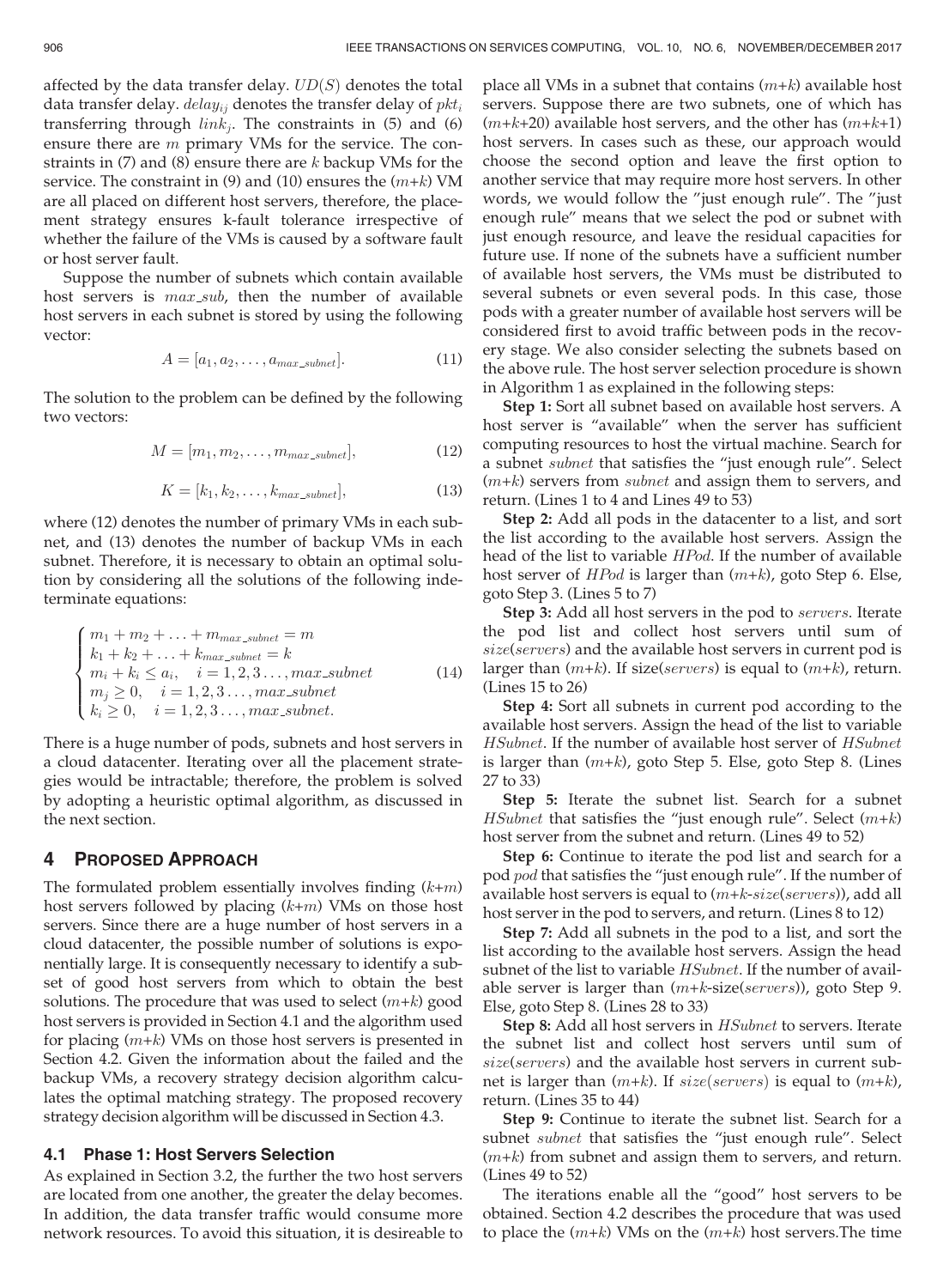affected by the data transfer delay. $UD(S)$ denotes the total data transfer delay. $delay_{ij}$ denotes the transfer delay of $pkt_i$ transferring through $link_j$. The constraints in (5) and (6) ensure there are $m$ primary VMs for the service. The constraints in (7) and (8) ensure there are $k$ backup VMs for the service. The constraint in (9) and (10) ensures the ($m$+$k$) VM are all placed on different host servers, therefore, the placement strategy ensures k-fault tolerance irrespective of whether the failure of the VMs is caused by a software fault or host server fault.

Suppose the number of subnets which contain available host servers is $max\_sub$, then the number of available host servers in each subnet is stored by using the following vector:

$$A = [a_1, a_2, \ldots, a_{max\_subnet}]. \tag{11}$$

The solution to the problem can be defined by the following two vectors:

$$M = [m_1, m_2, \ldots, m_{max\_subnet}], \tag{12}$$

$$K = [k_1, k_2, \ldots, k_{max\_subnet}], \tag{13}$$

where (12) denotes the number of primary VMs in each subnet, and (13) denotes the number of backup VMs in each subnet. Therefore, it is necessary to obtain an optimal solution by considering all the solutions of the following indeterminate equations:

$$\begin{cases} m_1 + m_2 + \ldots + m_{max\_subnet} = m \\ k_1 + k_2 + \ldots + k_{max\_subnet} = k \\ m_i + k_i \leq a_i, \quad i = 1, 2, 3 \ldots, max\_subnet \\ m_j \geq 0, \quad i = 1, 2, 3 \ldots, max\_subnet \\ k_i \geq 0, \quad i = 1, 2, 3 \ldots, max\_subnet. \end{cases} \tag{14}$$

There is a huge number of pods, subnets and host servers in a cloud datacenter. Iterating over all the placement strategies would be intractable; therefore, the problem is solved by adopting a heuristic optimal algorithm, as discussed in the next section.

## 4 Proposed Approach

The formulated problem essentially involves finding ($k$+$m$) host servers followed by placing ($k$+$m$) VMs on those host servers. Since there are a huge number of host servers in a cloud datacenter, the possible number of solutions is exponentially large. It is consequently necessary to identify a subset of good host servers from which to obtain the best solutions. The procedure that was used to select ($m$+$k$) good host servers is provided in Section 4.1 and the algorithm used for placing ($m$+$k$) VMs on those host servers is presented in Section 4.2. Given the information about the failed and the backup VMs, a recovery strategy decision algorithm calculates the optimal matching strategy. The proposed recovery strategy decision algorithm will be discussed in Section 4.3.

### 4.1 Phase 1: Host Servers Selection

As explained in Section 3.2, the further the two host servers are located from one another, the greater the delay becomes. In addition, the data transfer traffic would consume more network resources. To avoid this situation, it is desireable to place all VMs in a subnet that contains ($m$+$k$) available host servers. Suppose there are two subnets, one of which has ($m$+$k$+20) available host servers, and the other has ($m$+$k$+1) host servers. In cases such as these, our approach would choose the second option and leave the first option to another service that may require more host servers. In other words, we would follow the "just enough rule". The "just enough rule" means that we select the pod or subnet with just enough resource, and leave the residual capacities for future use. If none of the subnets have a sufficient number of available host servers, the VMs must be distributed to several subnets or even several pods. In this case, those pods with a greater number of available host servers will be considered first to avoid traffic between pods in the recovery stage. We also consider selecting the subnets based on the above rule. The host server selection procedure is shown in Algorithm 1 as explained in the following steps:

**Step 1:** Sort all subnet based on available host servers. A host server is "available" when the server has sufficient computing resources to host the virtual machine. Search for a subnet *subnet* that satisfies the "just enough rule". Select ($m$+$k$) servers from *subnet* and assign them to servers, and return. (Lines 1 to 4 and Lines 49 to 53)

**Step 2:** Add all pods in the datacenter to a list, and sort the list according to the available host servers. Assign the head of the list to variable *HPod*. If the number of available host server of *HPod* is larger than ($m$+$k$), goto Step 6. Else, goto Step 3. (Lines 5 to 7)

**Step 3:** Add all host servers in the pod to *servers*. Iterate the pod list and collect host servers until sum of *size*(*servers*) and the available host servers in current pod is larger than ($m$+$k$). If size(*servers*) is equal to ($m$+$k$), return. (Lines 15 to 26)

**Step 4:** Sort all subnets in current pod according to the available host servers. Assign the head of the list to variable *HSubnet*. If the number of available host server of *HSubnet* is larger than ($m$+$k$), goto Step 5. Else, goto Step 8. (Lines 27 to 33)

**Step 5:** Iterate the subnet list. Search for a subnet *HSubnet* that satisfies the "just enough rule". Select ($m$+$k$) host server from the subnet and return. (Lines 49 to 52)

**Step 6:** Continue to iterate the pod list and search for a pod *pod* that satisfies the "just enough rule". If the number of available host servers is equal to ($m$+$k$-*size*(*servers*)), add all host server in the pod to servers, and return. (Lines 8 to 12)

**Step 7:** Add all subnets in the pod to a list, and sort the list according to the available host servers. Assign the head subnet of the list to variable *HSubnet*. If the number of available server is larger than ($m$+$k$-size(*servers*)), goto Step 9. Else, goto Step 8. (Lines 28 to 33)

**Step 8:** Add all host servers in *HSubnet* to servers. Iterate the subnet list and collect host servers until sum of *size*(*servers*) and the available host servers in current subnet is larger than ($m$+$k$). If *size*(*servers*) is equal to ($m$+$k$), return. (Lines 35 to 44)

**Step 9:** Continue to iterate the subnet list. Search for a subnet *subnet* that satisfies the "just enough rule". Select ($m$+$k$) from subnet and assign them to servers, and return. (Lines 49 to 52)

The iterations enable all the "good" host servers to be obtained. Section 4.2 describes the procedure that was used to place the ($m$+$k$) VMs on the ($m$+$k$) host servers.The time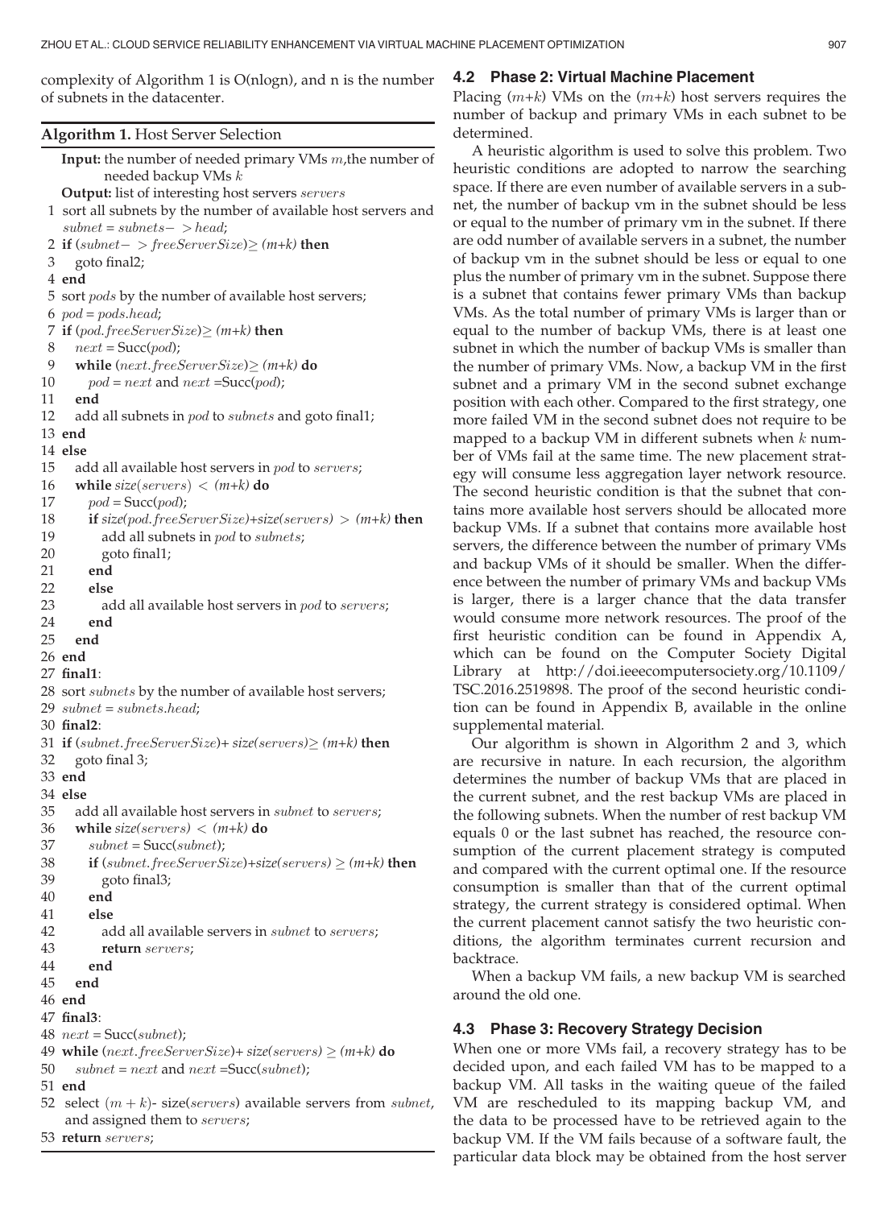complexity of Algorithm 1 is O(nlogn), and n is the number of subnets in the datacenter.

**Algorithm 1.** Host Server Selection

```
   Input: the number of needed primary VMs m, the number of
          needed backup VMs k
   Output: list of interesting host servers servers
 1 sort all subnets by the number of available host servers and
   subnet = subnets− > head;
 2 if (subnet− > freeServerSize) ≥ (m+k) then
 3   goto final2;
 4 end
 5 sort pods by the number of available host servers;
 6 pod = pods.head;
 7 if (pod.freeServerSize) ≥ (m+k) then
 8   next = Succ(pod);
 9   while (next.freeServerSize) ≥ (m+k) do
10     pod = next and next = Succ(pod);
11   end
12   add all subnets in pod to subnets and goto final1;
13 end
14 else
15   add all available host servers in pod to servers;
16   while size(servers) < (m+k) do
17     pod = Succ(pod);
18     if size(pod.freeServerSize)+size(servers) > (m+k) then
19       add all subnets in pod to subnets;
20       goto final1;
21     end
22     else
23       add all available host servers in pod to servers;
24     end
25   end
26 end
27 final1:
28 sort subnets by the number of available host servers;
29 subnet = subnets.head;
30 final2:
31 if (subnet.freeServerSize)+ size(servers) ≥ (m+k) then
32   goto final 3;
33 end
34 else
35   add all available host servers in subnet to servers;
36   while size(servers) < (m+k) do
37     subnet = Succ(subnet);
38     if (subnet.freeServerSize)+size(servers) ≥ (m+k) then
39       goto final3;
40     end
41     else
42       add all available servers in subnet to servers;
43       return servers;
44     end
45   end
46 end
47 final3:
48 next = Succ(subnet);
49 while (next.freeServerSize)+ size(servers) ≥ (m+k) do
50   subnet = next and next = Succ(subnet);
51 end
52 select (m + k)- size(servers) available servers from subnet,
   and assigned them to servers;
53 return servers;
```

### 4.2 Phase 2: Virtual Machine Placement

Placing $(m+k)$ VMs on the $(m+k)$ host servers requires the number of backup and primary VMs in each subnet to be determined.

A heuristic algorithm is used to solve this problem. Two heuristic conditions are adopted to narrow the searching space. If there are even number of available servers in a subnet, the number of backup vm in the subnet should be less or equal to the number of primary vm in the subnet. If there are odd number of available servers in a subnet, the number of backup vm in the subnet should be less or equal to one plus the number of primary vm in the subnet. Suppose there is a subnet that contains fewer primary VMs than backup VMs. As the total number of primary VMs is larger than or equal to the number of backup VMs, there is at least one subnet in which the number of backup VMs is smaller than the number of primary VMs. Now, a backup VM in the first subnet and a primary VM in the second subnet exchange position with each other. Compared to the first strategy, one more failed VM in the second subnet does not require to be mapped to a backup VM in different subnets when $k$ number of VMs fail at the same time. The new placement strategy will consume less aggregation layer network resource. The second heuristic condition is that the subnet that contains more available host servers should be allocated more backup VMs. If a subnet that contains more available host servers, the difference between the number of primary VMs and backup VMs of it should be smaller. When the difference between the number of primary VMs and backup VMs is larger, there is a larger chance that the data transfer would consume more network resources. The proof of the first heuristic condition can be found in Appendix A, which can be found on the Computer Society Digital Library at http://doi.ieeecomputersociety.org/10.1109/TSC.2016.2519898. The proof of the second heuristic condition can be found in Appendix B, available in the online supplemental material.

Our algorithm is shown in Algorithm 2 and 3, which are recursive in nature. In each recursion, the algorithm determines the number of backup VMs that are placed in the current subnet, and the rest backup VMs are placed in the following subnets. When the number of rest backup VM equals 0 or the last subnet has reached, the resource consumption of the current placement strategy is computed and compared with the current optimal one. If the resource consumption is smaller than that of the current optimal strategy, the current strategy is considered optimal. When the current placement cannot satisfy the two heuristic conditions, the algorithm terminates current recursion and backtrace.

When a backup VM fails, a new backup VM is searched around the old one.

### 4.3 Phase 3: Recovery Strategy Decision

When one or more VMs fail, a recovery strategy has to be decided upon, and each failed VM has to be mapped to a backup VM. All tasks in the waiting queue of the failed VM are rescheduled to its mapping backup VM, and the data to be processed have to be retrieved again to the backup VM. If the VM fails because of a software fault, the particular data block may be obtained from the host server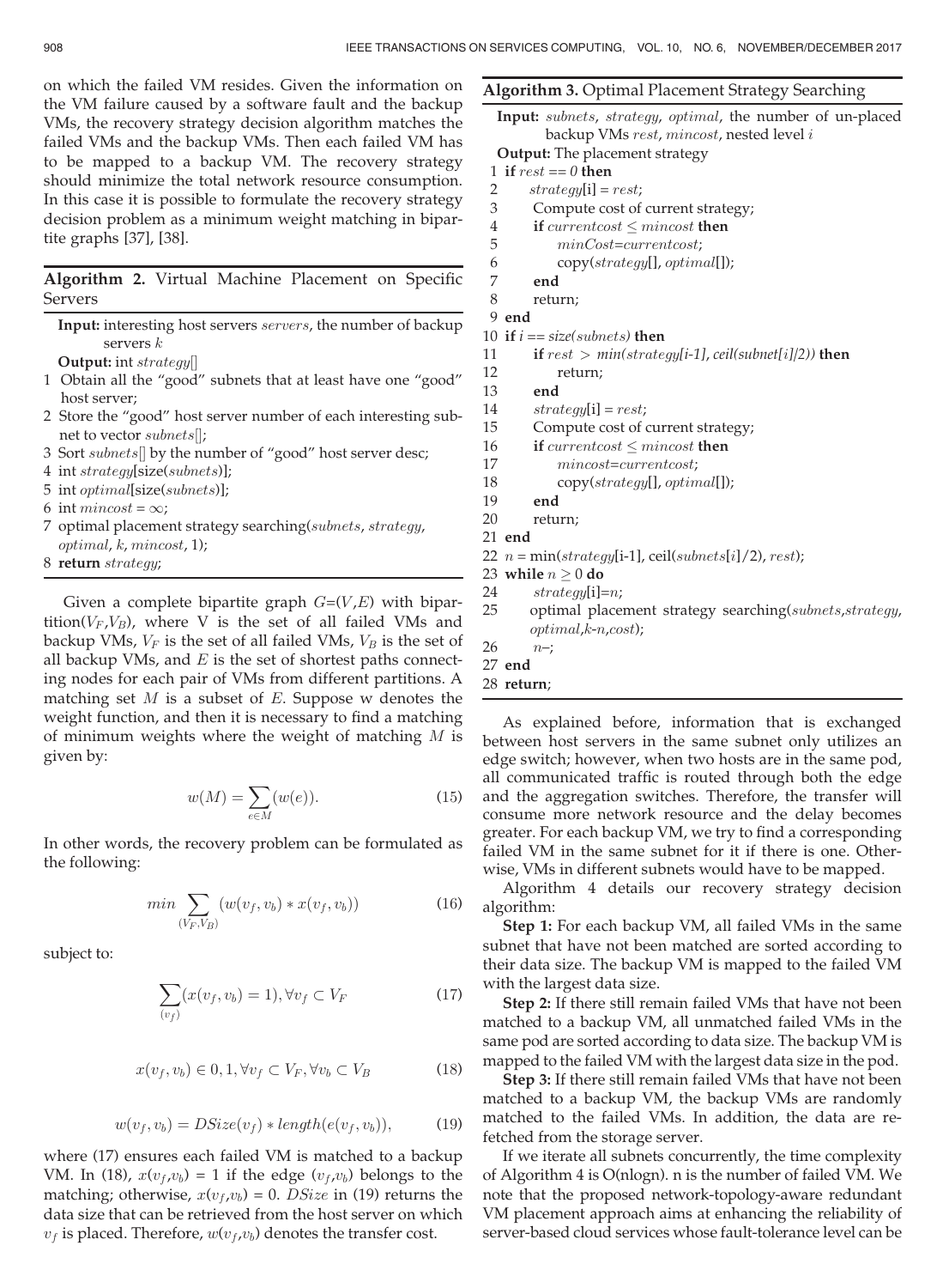on which the failed VM resides. Given the information on the VM failure caused by a software fault and the backup VMs, the recovery strategy decision algorithm matches the failed VMs and the backup VMs. Then each failed VM has to be mapped to a backup VM. The recovery strategy should minimize the total network resource consumption. In this case it is possible to formulate the recovery strategy decision problem as a minimum weight matching in bipartite graphs [37], [38].

**Algorithm 2.** Virtual Machine Placement on Specific Servers

```
Input: interesting host servers servers, the number of backup
       servers k
Output: int strategy[]
1 Obtain all the "good" subnets that at least have one "good"
  host server;
2 Store the "good" host server number of each interesting sub-
  net to vector subnets[];
3 Sort subnets[] by the number of "good" host server desc;
4 int strategy[size(subnets)];
5 int optimal[size(subnets)];
6 int mincost = ∞;
7 optimal placement strategy searching(subnets, strategy,
  optimal, k, mincost, 1);
8 return strategy;
```

Given a complete bipartite graph $G$=($V$,$E$) with bipartition($V_F$,$V_B$), where V is the set of all failed VMs and backup VMs, $V_F$ is the set of all failed VMs, $V_B$ is the set of all backup VMs, and $E$ is the set of shortest paths connecting nodes for each pair of VMs from different partitions. A matching set $M$ is a subset of $E$. Suppose w denotes the weight function, and then it is necessary to find a matching of minimum weights where the weight of matching $M$ is given by:

$$w(M) = \sum_{e \in M} (w(e)). \tag{15}$$

In other words, the recovery problem can be formulated as the following:

$$min \sum_{(V_F, V_B)} (w(v_f, v_b) * x(v_f, v_b)) \tag{16}$$

subject to:

$$\sum_{(v_f)} (x(v_f, v_b) = 1), \forall v_f \subset V_F \tag{17}$$

$$x(v_f, v_b) \in 0, 1, \forall v_f \subset V_F, \forall v_b \subset V_B \tag{18}$$

$$w(v_f, v_b) = DSize(v_f) * length(e(v_f, v_b)), \tag{19}$$

where (17) ensures each failed VM is matched to a backup VM. In (18), $x(v_f, v_b)$ = 1 if the edge ($v_f$,$v_b$) belongs to the matching; otherwise, $x(v_f, v_b)$ = 0. $DSize$ in (19) returns the data size that can be retrieved from the host server on which $v_f$ is placed. Therefore, $w(v_f, v_b)$ denotes the transfer cost.

**Algorithm 3.** Optimal Placement Strategy Searching

```
Input: subnets, strategy, optimal, the number of un-placed
       backup VMs rest, mincost, nested level i
Output: The placement strategy
1  if rest == 0 then
2      strategy[i] = rest;
3      Compute cost of current strategy;
4      if currentcost ≤ mincost then
5          minCost=currentcost;
6          copy(strategy[], optimal[]);
7      end
8      return;
9  end
10 if i == size(subnets) then
11     if rest > min(strategy[i-1], ceil(subnet[i]/2)) then
12         return;
13     end
14     strategy[i] = rest;
15     Compute cost of current strategy;
16     if currentcost ≤ mincost then
17         mincost=currentcost;
18         copy(strategy[], optimal[]);
19     end
20     return;
21 end
22 n = min(strategy[i-1], ceil(subnets[i]/2), rest);
23 while n ≥ 0 do
24     strategy[i]=n;
25     optimal placement strategy searching(subnets,strategy,
       optimal,k-n,cost);
26     n–;
27 end
28 return;
```

As explained before, information that is exchanged between host servers in the same subnet only utilizes an edge switch; however, when two hosts are in the same pod, all communicated traffic is routed through both the edge and the aggregation switches. Therefore, the transfer will consume more network resource and the delay becomes greater. For each backup VM, we try to find a corresponding failed VM in the same subnet for it if there is one. Otherwise, VMs in different subnets would have to be mapped.

Algorithm 4 details our recovery strategy decision algorithm:

**Step 1:** For each backup VM, all failed VMs in the same subnet that have not been matched are sorted according to their data size. The backup VM is mapped to the failed VM with the largest data size.

**Step 2:** If there still remain failed VMs that have not been matched to a backup VM, all unmatched failed VMs in the same pod are sorted according to data size. The backup VM is mapped to the failed VM with the largest data size in the pod.

**Step 3:** If there still remain failed VMs that have not been matched to a backup VM, the backup VMs are randomly matched to the failed VMs. In addition, the data are re-fetched from the storage server.

If we iterate all subnets concurrently, the time complexity of Algorithm 4 is O(nlogn). n is the number of failed VM. We note that the proposed network-topology-aware redundant VM placement approach aims at enhancing the reliability of server-based cloud services whose fault-tolerance level can be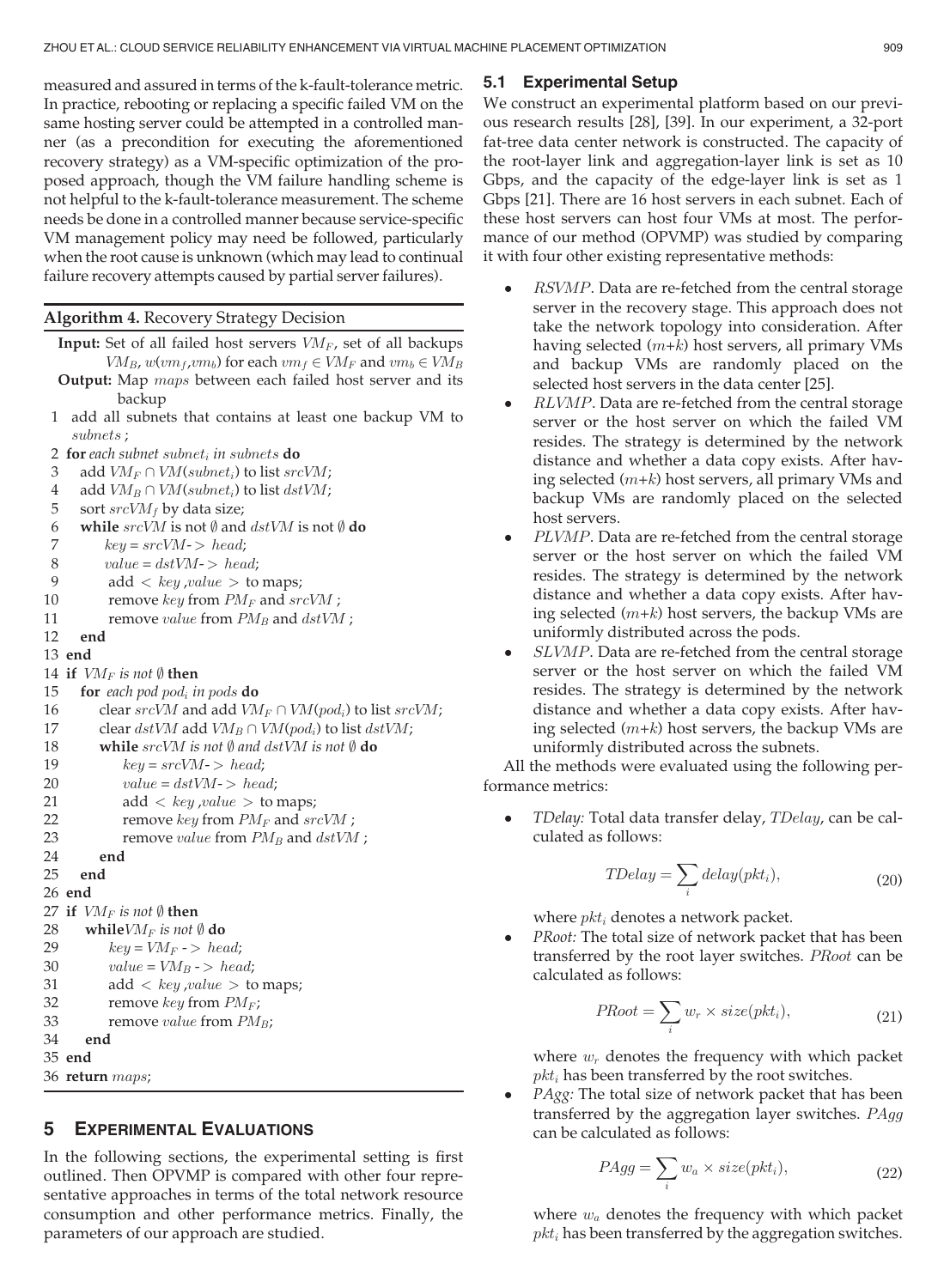measured and assured in terms of the k-fault-tolerance metric. In practice, rebooting or replacing a specific failed VM on the same hosting server could be attempted in a controlled manner (as a precondition for executing the aforementioned recovery strategy) as a VM-specific optimization of the proposed approach, though the VM failure handling scheme is not helpful to the k-fault-tolerance measurement. The scheme needs be done in a controlled manner because service-specific VM management policy may need be followed, particularly when the root cause is unknown (which may lead to continual failure recovery attempts caused by partial server failures).

**Algorithm 4.** Recovery Strategy Decision

```
Input: Set of all failed host servers VM_F, set of all backups
       VM_B, w(vm_f,vm_b) for each vm_f ∈ VM_F and vm_b ∈ VM_B
Output: Map maps between each failed host server and its
        backup
1  add all subnets that contains at least one backup VM to
   subnets ;
2  for each subnet subnet_i in subnets do
3      add VM_F ∩ VM(subnet_i) to list srcVM;
4      add VM_B ∩ VM(subnet_i) to list dstVM;
5      sort srcVM_f by data size;
6      while srcVM is not ∅ and dstVM is not ∅ do
7          key = srcVM-> head;
8          value = dstVM-> head;
9          add < key ,value > to maps;
10         remove key from PM_F and srcVM ;
11         remove value from PM_B and dstVM ;
12     end
13 end
14 if VM_F is not ∅ then
15     for each pod pod_i in pods do
16         clear srcVM and add VM_F ∩ VM(pod_i) to list srcVM;
17         clear dstVM add VM_B ∩ VM(pod_i) to list dstVM;
18         while srcVM is not ∅ and dstVM is not ∅ do
19             key = srcVM-> head;
20             value = dstVM-> head;
21             add < key ,value > to maps;
22             remove key from PM_F and srcVM ;
23             remove value from PM_B and dstVM ;
24         end
25     end
26 end
27 if VM_F is not ∅ then
28     while VM_F is not ∅ do
29         key = VM_F -> head;
30         value = VM_B -> head;
31         add < key ,value > to maps;
32         remove key from PM_F;
33         remove value from PM_B;
34     end
35 end
36 return maps;
```

## 5 Experimental Evaluations

In the following sections, the experimental setting is first outlined. Then OPVMP is compared with other four representative approaches in terms of the total network resource consumption and other performance metrics. Finally, the parameters of our approach are studied.

### 5.1 Experimental Setup

We construct an experimental platform based on our previous research results [28], [39]. In our experiment, a 32-port fat-tree data center network is constructed. The capacity of the root-layer link and aggregation-layer link is set as 10 Gbps, and the capacity of the edge-layer link is set as 1 Gbps [21]. There are 16 host servers in each subnet. Each of these host servers can host four VMs at most. The performance of our method (OPVMP) was studied by comparing it with four other existing representative methods:

- *RSVMP*. Data are re-fetched from the central storage server in the recovery stage. This approach does not take the network topology into consideration. After having selected $(m+k)$ host servers, all primary VMs and backup VMs are randomly placed on the selected host servers in the data center [25].
- *RLVMP*. Data are re-fetched from the central storage server or the host server on which the failed VM resides. The strategy is determined by the network distance and whether a data copy exists. After having selected $(m+k)$ host servers, all primary VMs and backup VMs are randomly placed on the selected host servers.
- *PLVMP*. Data are re-fetched from the central storage server or the host server on which the failed VM resides. The strategy is determined by the network distance and whether a data copy exists. After having selected $(m+k)$ host servers, the backup VMs are uniformly distributed across the pods.
- *SLVMP*. Data are re-fetched from the central storage server or the host server on which the failed VM resides. The strategy is determined by the network distance and whether a data copy exists. After having selected $(m+k)$ host servers, the backup VMs are uniformly distributed across the subnets.

All the methods were evaluated using the following performance metrics:

- *TDelay:* Total data transfer delay, $TDelay$, can be calculated as follows:

$$TDelay = \sum_{i} delay(pkt_i), \tag{20}$$

where $pkt_i$ denotes a network packet.

- *PRoot:* The total size of network packet that has been transferred by the root layer switches. $PRoot$ can be calculated as follows:

$$PRoot = \sum_{i} w_r \times size(pkt_i), \tag{21}$$

where $w_r$ denotes the frequency with which packet $pkt_i$ has been transferred by the root switches.

- *PAgg:* The total size of network packet that has been transferred by the aggregation layer switches. $PAgg$ can be calculated as follows:

$$PAgg = \sum_{i} w_a \times size(pkt_i), \tag{22}$$

where $w_a$ denotes the frequency with which packet $pkt_i$ has been transferred by the aggregation switches.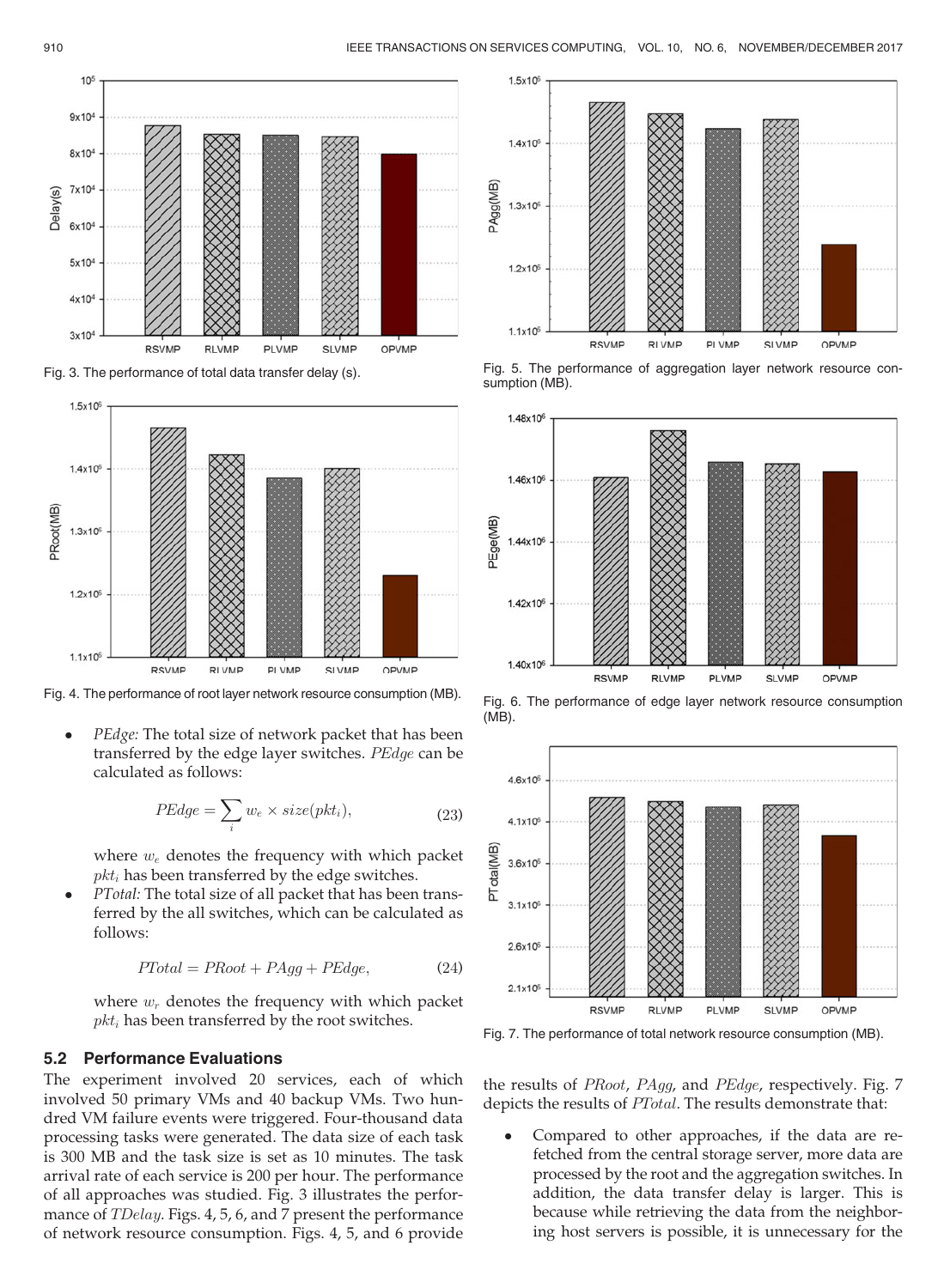Fig. 3. The performance of total data transfer delay (s).

Fig. 4. The performance of root layer network resource consumption (MB).

Fig. 5. The performance of aggregation layer network resource consumption (MB).

Fig. 6. The performance of edge layer network resource consumption (MB).

Fig. 7. The performance of total network resource consumption (MB).

- *PEdge:* The total size of network packet that has been transferred by the edge layer switches. *PEdge* can be calculated as follows:

$$PEdge = \sum_i w_e \times size(pkt_i), \tag{23}$$

where $w_e$ denotes the frequency with which packet $pkt_i$ has been transferred by the edge switches.

- *PTotal:* The total size of all packet that has been transferred by the all switches, which can be calculated as follows:

$$PTotal = PRoot + PAgg + PEdge, \tag{24}$$

where $w_r$ denotes the frequency with which packet $pkt_i$ has been transferred by the root switches.

### 5.2 Performance Evaluations

The experiment involved 20 services, each of which involved 50 primary VMs and 40 backup VMs. Two hundred VM failure events were triggered. Four-thousand data processing tasks were generated. The data size of each task is 300 MB and the task size is set as 10 minutes. The task arrival rate of each service is 200 per hour. The performance of all approaches was studied. Fig. 3 illustrates the performance of *TDelay*. Figs. 4, 5, 6, and 7 present the performance of network resource consumption. Figs. 4, 5, and 6 provide the results of *PRoot*, *PAgg*, and *PEdge*, respectively. Fig. 7 depicts the results of *PTotal*. The results demonstrate that:

- Compared to other approaches, if the data are re-fetched from the central storage server, more data are processed by the root and the aggregation switches. In addition, the data transfer delay is larger. This is because while retrieving the data from the neighboring host servers is possible, it is unnecessary for the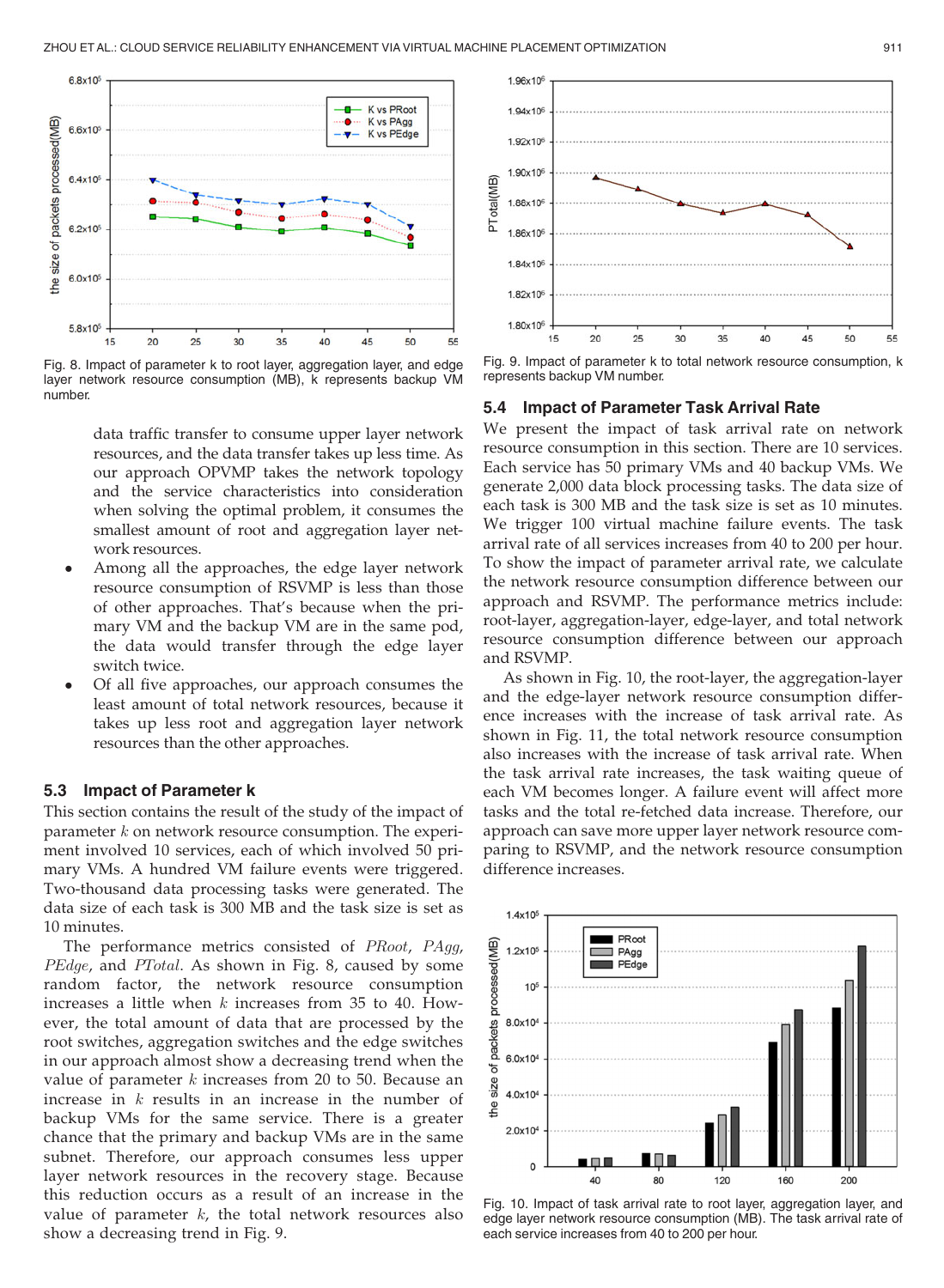Fig. 8. Impact of parameter k to root layer, aggregation layer, and edge layer network resource consumption (MB), k represents backup VM number.

Fig. 9. Impact of parameter k to total network resource consumption, k represents backup VM number.

data traffic transfer to consume upper layer network resources, and the data transfer takes up less time. As our approach OPVMP takes the network topology and the service characteristics into consideration when solving the optimal problem, it consumes the smallest amount of root and aggregation layer network resources.

- Among all the approaches, the edge layer network resource consumption of RSVMP is less than those of other approaches. That's because when the primary VM and the backup VM are in the same pod, the data would transfer through the edge layer switch twice.
- Of all five approaches, our approach consumes the least amount of total network resources, because it takes up less root and aggregation layer network resources than the other approaches.

### 5.3 Impact of Parameter k

This section contains the result of the study of the impact of parameter $k$ on network resource consumption. The experiment involved 10 services, each of which involved 50 primary VMs. A hundred VM failure events were triggered. Two-thousand data processing tasks were generated. The data size of each task is 300 MB and the task size is set as 10 minutes.

The performance metrics consisted of $PRoot$, $PAgg$, $PEdge$, and $PTotal$. As shown in Fig. 8, caused by some random factor, the network resource consumption increases a little when $k$ increases from 35 to 40. However, the total amount of data that are processed by the root switches, aggregation switches and the edge switches in our approach almost show a decreasing trend when the value of parameter $k$ increases from 20 to 50. Because an increase in $k$ results in an increase in the number of backup VMs for the same service. There is a greater chance that the primary and backup VMs are in the same subnet. Therefore, our approach consumes less upper layer network resources in the recovery stage. Because this reduction occurs as a result of an increase in the value of parameter $k$, the total network resources also show a decreasing trend in Fig. 9.

### 5.4 Impact of Parameter Task Arrival Rate

We present the impact of task arrival rate on network resource consumption in this section. There are 10 services. Each service has 50 primary VMs and 40 backup VMs. We generate 2,000 data block processing tasks. The data size of each task is 300 MB and the task size is set as 10 minutes. We trigger 100 virtual machine failure events. The task arrival rate of all services increases from 40 to 200 per hour. To show the impact of parameter arrival rate, we calculate the network resource consumption difference between our approach and RSVMP. The performance metrics include: root-layer, aggregation-layer, edge-layer, and total network resource consumption difference between our approach and RSVMP.

As shown in Fig. 10, the root-layer, the aggregation-layer and the edge-layer network resource consumption difference increases with the increase of task arrival rate. As shown in Fig. 11, the total network resource consumption also increases with the increase of task arrival rate. When the task arrival rate increases, the task waiting queue of each VM becomes longer. A failure event will affect more tasks and the total re-fetched data increase. Therefore, our approach can save more upper layer network resource comparing to RSVMP, and the network resource consumption difference increases.

Fig. 10. Impact of task arrival rate to root layer, aggregation layer, and edge layer network resource consumption (MB). The task arrival rate of each service increases from 40 to 200 per hour.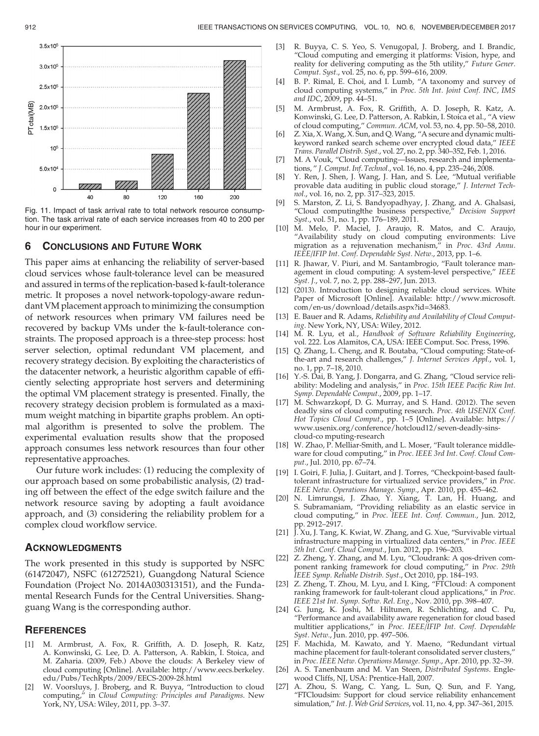Fig. 11. Impact of task arrival rate to total network resource consumption. The task arrival rate of each service increases from 40 to 200 per hour in our experiment.

## 6 Conclusions and Future Work

This paper aims at enhancing the reliability of server-based cloud services whose fault-tolerance level can be measured and assured in terms of the replication-based k-fault-tolerance metric. It proposes a novel network-topology-aware redundant VM placement approach to minimizing the consumption of network resources when primary VM failures need be recovered by backup VMs under the k-fault-tolerance constraints. The proposed approach is a three-step process: host server selection, optimal redundant VM placement, and recovery strategy decision. By exploiting the characteristics of the datacenter network, a heuristic algorithm capable of efficiently selecting appropriate host servers and determining the optimal VM placement strategy is presented. Finally, the recovery strategy decision problem is formulated as a maximum weight matching in bipartite graphs problem. An optimal algorithm is presented to solve the problem. The experimental evaluation results show that the proposed approach consumes less network resources than four other representative approaches.

Our future work includes: (1) reducing the complexity of our approach based on some probabilistic analysis, (2) trading off between the effect of the edge switch failure and the network resource saving by adopting a fault avoidance approach, and (3) considering the reliability problem for a complex cloud workflow service.

## Acknowledgments

The work presented in this study is supported by NSFC (61472047), NSFC (61272521), Guangdong Natural Science Foundation (Project No. 2014A030313151), and the Fundamental Research Funds for the Central Universities. Shangguang Wang is the corresponding author.

## References

[1] M. Armbrust, A. Fox, R. Griffith, A. D. Joseph, R. Katz, A. Konwinski, G. Lee, D. A. Patterson, A. Rabkin, I. Stoica, and M. Zaharia. (2009, Feb.) Above the clouds: A Berkeley view of cloud computing [Online]. Available: http://www.eecs.berkeley.edu/Pubs/TechRpts/2009/EECS-2009-28.html

[2] W. Voorsluys, J. Broberg, and R. Buyya, "Introduction to cloud computing," in *Cloud Computing: Principles and Paradigms*. New York, NY, USA: Wiley, 2011, pp. 3–37.

[3] R. Buyya, C. S. Yeo, S. Venugopal, J. Broberg, and I. Brandic, "Cloud computing and emerging it platforms: Vision, hype, and reality for delivering computing as the 5th utility," *Future Gener. Comput. Syst.*, vol. 25, no. 6, pp. 599–616, 2009.

[4] B. P. Rimal, E. Choi, and I. Lumb, "A taxonomy and survey of cloud computing systems," in *Proc. 5th Int. Joint Conf. INC, IMS and IDC*, 2009, pp. 44–51.

[5] M. Armbrust, A. Fox, R. Griffith, A. D. Joseph, R. Katz, A. Konwinski, G. Lee, D. Patterson, A. Rabkin, I. Stoica et al., "A view of cloud computing," *Commun. ACM*, vol. 53, no. 4, pp. 50–58, 2010.

[6] Z. Xia, X. Wang, X. Sun, and Q. Wang, "A secure and dynamic multi-keyword ranked search scheme over encrypted cloud data," *IEEE Trans. Parallel Distrib. Syst.*, vol. 27, no. 2, pp. 340–352, Feb. 1, 2016.

[7] M. A Vouk, "Cloud computing—Issues, research and implementations, " *J. Comput. Inf. Technol.*, vol. 16, no. 4, pp. 235–246, 2008.

[8] Y. Ren, J. Shen, J. Wang, J. Han, and S. Lee, "Mutual verifiable provable data auditing in public cloud storage," *J. Internet Technol.*, vol. 16, no. 2, pp. 317–323, 2015.

[9] S. Marston, Z. Li, S. Bandyopadhyay, J. Zhang, and A. Ghalsasi, "Cloud computing|the business perspective," *Decision Support Syst.*, vol. 51, no. 1, pp. 176–189, 2011.

[10] M. Melo, P. Maciel, J. Araujo, R. Matos, and C. Araujo, "Availability study on cloud computing environments: Live migration as a rejuvenation mechanism," in *Proc. 43rd Annu. IEEE/IFIP Int. Conf. Dependable Syst. Netw.*, 2013, pp. 1–6.

[11] R. Jhawar, V. Piuri, and M. Santambrogio, "Fault tolerance management in cloud computing: A system-level perspective," *IEEE Syst. J.*, vol. 7, no. 2, pp. 288–297, Jun. 2013.

[12] (2013). Introduction to designing reliable cloud services. White Paper of Microsoft [Online]. Available: http://www.microsoft.com/en-us/download/details.aspx?id=34683.

[13] E. Bauer and R. Adams, *Reliability and Availability of Cloud Computing*. New York, NY, USA: Wiley, 2012.

[14] M. R. Lyu, et al., *Handbook of Software Reliability Engineering*, vol. 222. Los Alamitos, CA, USA: IEEE Comput. Soc. Press, 1996.

[15] Q. Zhang, L. Cheng, and R. Boutaba, "Cloud computing: State-of-the-art and research challenges," *J. Internet Services Appl.*, vol. 1, no. 1, pp. 7–18, 2010.

[16] Y.-S. Dai, B. Yang, J. Dongarra, and G. Zhang, "Cloud service reliability: Modeling and analysis," in *Proc. 15th IEEE Pacific Rim Int. Symp. Dependable Comput.*, 2009, pp. 1–17.

[17] M. Schwarzkopf, D. G. Murray, and S. Hand. (2012). The seven deadly sins of cloud computing research. *Proc. 4th USENIX Conf. Hot Topics Cloud Comput.*, pp. 1–5 [Online]. Available: https://www.usenix.org/conference/hotcloud12/seven-deadly-sins-cloud-co mputing-research

[18] W. Zhao, P. Melliar-Smith, and L. Moser, "Fault tolerance middleware for cloud computing," in *Proc. IEEE 3rd Int. Conf. Cloud Comput.*, Jul. 2010, pp. 67–74.

[19] I. Goiri, F. Julia, J. Guitart, and J. Torres, "Checkpoint-based fault-tolerant infrastructure for virtualized service providers," in *Proc. IEEE Netw. Operations Manage. Symp.*, Apr. 2010, pp. 455–462.

[20] N. Limrungsi, J. Zhao, Y. Xiang, T. Lan, H. Huang, and S. Subramaniam, "Providing reliability as an elastic service in cloud computing," in *Proc. IEEE Int. Conf. Commun.*, Jun. 2012, pp. 2912–2917.

[21] J. Xu, J. Tang, K. Kwiat, W. Zhang, and G. Xue, "Survivable virtual infrastructure mapping in virtualized data centers," in *Proc. IEEE 5th Int. Conf. Cloud Comput.*, Jun. 2012, pp. 196–203.

[22] Z. Zheng, Y. Zhang, and M. Lyu, "Cloudrank: A qos-driven component ranking framework for cloud computing," in *Proc. 29th IEEE Symp. Reliable Distrib. Syst.*, Oct 2010, pp. 184–193.

[23] Z. Zheng, T. Zhou, M. Lyu, and I. King, "FTCloud: A component ranking framework for fault-tolerant cloud applications," in *Proc. IEEE 21st Int. Symp. Softw. Rel. Eng.*, Nov. 2010, pp. 398–407.

[24] G. Jung, K. Joshi, M. Hiltunen, R. Schlichting, and C. Pu, "Performance and availability aware regeneration for cloud based multitier applications," in *Proc. IEEE/IFIP Int. Conf. Dependable Syst. Netw.*, Jun. 2010, pp. 497–506.

[25] F. Machida, M. Kawato, and Y. Maeno, "Redundant virtual machine placement for fault-tolerant consolidated server clusters," in *Proc. IEEE Netw. Operations Manage. Symp.*, Apr. 2010, pp. 32–39.

[26] A. S. Tanenbaum and M. Van Steen, *Distributed Systems*. Englewood Cliffs, NJ, USA: Prentice-Hall, 2007.

[27] A. Zhou, S. Wang, C. Yang, L. Sun, Q. Sun, and F. Yang, "FTCloudsim: Support for cloud service reliability enhancement simulation," *Int. J. Web Grid Services*, vol. 11, no. 4, pp. 347–361, 2015.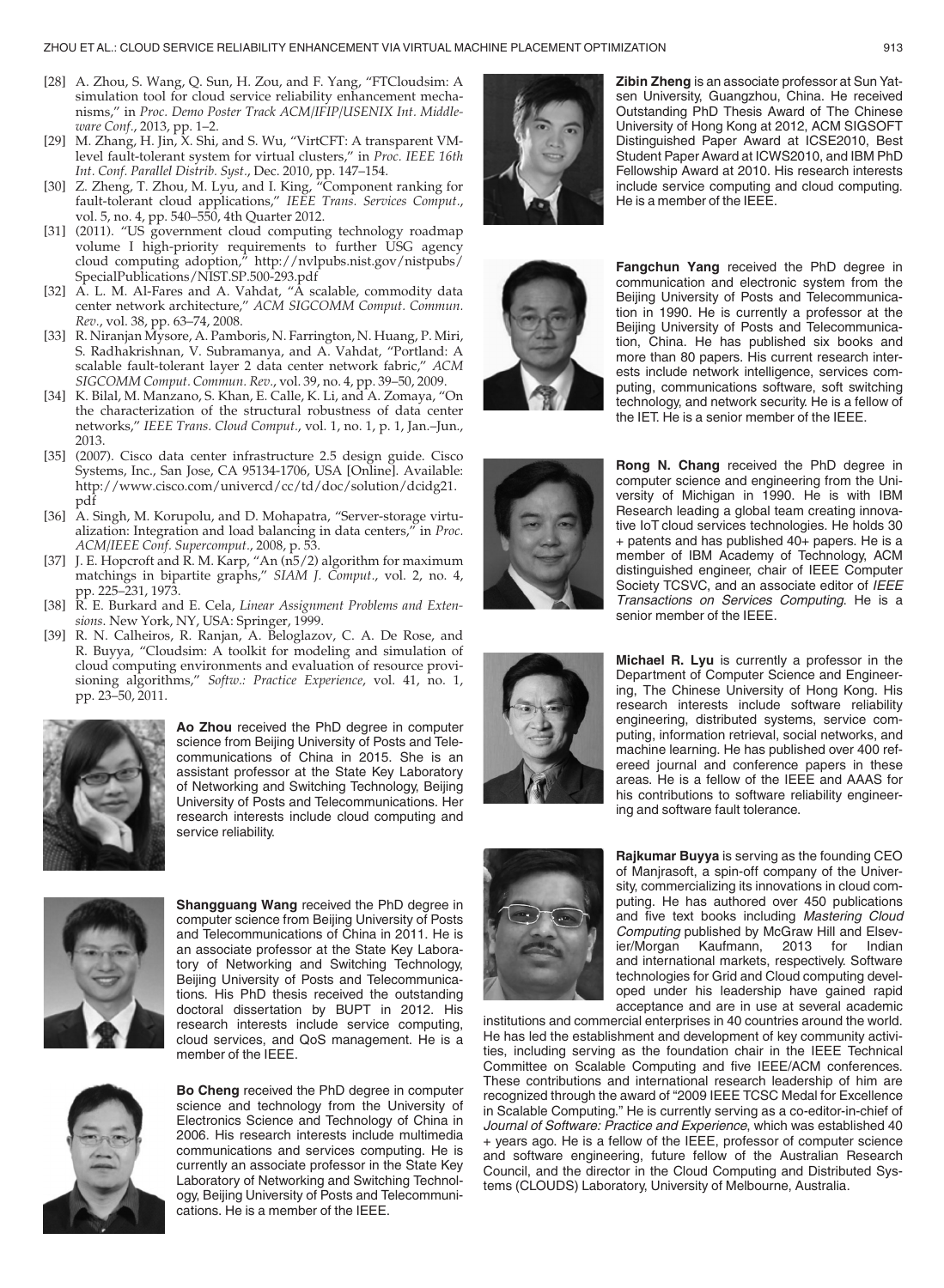[28] A. Zhou, S. Wang, Q. Sun, H. Zou, and F. Yang, "FTCloudsim: A simulation tool for cloud service reliability enhancement mechanisms," in *Proc. Demo Poster Track ACM/IFIP/USENIX Int. Middleware Conf.*, 2013, pp. 1–2.

[29] M. Zhang, H. Jin, X. Shi, and S. Wu, "VirtCFT: A transparent VM-level fault-tolerant system for virtual clusters," in *Proc. IEEE 16th Int. Conf. Parallel Distrib. Syst.*, Dec. 2010, pp. 147–154.

[30] Z. Zheng, T. Zhou, M. Lyu, and I. King, "Component ranking for fault-tolerant cloud applications," *IEEE Trans. Services Comput.*, vol. 5, no. 4, pp. 540–550, 4th Quarter 2012.

[31] (2011). "US government cloud computing technology roadmap volume I high-priority requirements to further USG agency cloud computing adoption," http://nvlpubs.nist.gov/nistpubs/SpecialPublications/NIST.SP.500-293.pdf

[32] A. L. M. Al-Fares and A. Vahdat, "A scalable, commodity data center network architecture," *ACM SIGCOMM Comput. Commun. Rev.*, vol. 38, pp. 63–74, 2008.

[33] R. Niranjan Mysore, A. Pamboris, N. Farrington, N. Huang, P. Miri, S. Radhakrishnan, V. Subramanya, and A. Vahdat, "Portland: A scalable fault-tolerant layer 2 data center network fabric," *ACM SIGCOMM Comput. Commun. Rev.*, vol. 39, no. 4, pp. 39–50, 2009.

[34] K. Bilal, M. Manzano, S. Khan, E. Calle, K. Li, and A. Zomaya, "On the characterization of the structural robustness of data center networks," *IEEE Trans. Cloud Comput.*, vol. 1, no. 1, p. 1, Jan.–Jun., 2013.

[35] (2007). Cisco data center infrastructure 2.5 design guide. Cisco Systems, Inc., San Jose, CA 95134-1706, USA [Online]. Available: http://www.cisco.com/univercd/cc/td/doc/solution/dcidg21.pdf

[36] A. Singh, M. Korupolu, and D. Mohapatra, "Server-storage virtualization: Integration and load balancing in data centers," in *Proc. ACM/IEEE Conf. Supercomput.*, 2008, p. 53.

[37] J. E. Hopcroft and R. M. Karp, "An (n5/2) algorithm for maximum matchings in bipartite graphs," *SIAM J. Comput.*, vol. 2, no. 4, pp. 225–231, 1973.

[38] R. E. Burkard and E. Cela, *Linear Assignment Problems and Extensions*. New York, NY, USA: Springer, 1999.

[39] R. N. Calheiros, R. Ranjan, A. Beloglazov, C. A. De Rose, and R. Buyya, "Cloudsim: A toolkit for modeling and simulation of cloud computing environments and evaluation of resource provisioning algorithms," *Softw.: Practice Experience*, vol. 41, no. 1, pp. 23–50, 2011.

**Ao Zhou** received the PhD degree in computer science from Beijing University of Posts and Telecommunications of China in 2015. She is an assistant professor at the State Key Laboratory of Networking and Switching Technology, Beijing University of Posts and Telecommunications. Her research interests include cloud computing and service reliability.

**Shangguang Wang** received the PhD degree in computer science from Beijing University of Posts and Telecommunications of China in 2011. He is an associate professor at the State Key Laboratory of Networking and Switching Technology, Beijing University of Posts and Telecommunications. His PhD thesis received the outstanding doctoral dissertation by BUPT in 2012. His research interests include service computing, cloud services, and QoS management. He is a member of the IEEE.

**Bo Cheng** received the PhD degree in computer science and technology from the University of Electronics Science and Technology of China in 2006. His research interests include multimedia communications and services computing. He is currently an associate professor in the State Key Laboratory of Networking and Switching Technology, Beijing University of Posts and Telecommunications. He is a member of the IEEE.

**Zibin Zheng** is an associate professor at Sun Yat-sen University, Guangzhou, China. He received Outstanding PhD Thesis Award of The Chinese University of Hong Kong at 2012, ACM SIGSOFT Distinguished Paper Award at ICSE2010, Best Student Paper Award at ICWS2010, and IBM PhD Fellowship Award at 2010. His research interests include service computing and cloud computing. He is a member of the IEEE.

**Fangchun Yang** received the PhD degree in communication and electronic system from the Beijing University of Posts and Telecommunication in 1990. He is currently a professor at the Beijing University of Posts and Telecommunication, China. He has published six books and more than 80 papers. His current research interests include network intelligence, services computing, communications software, soft switching technology, and network security. He is a fellow of the IET. He is a senior member of the IEEE.

**Rong N. Chang** received the PhD degree in computer science and engineering from the University of Michigan in 1990. He is with IBM Research leading a global team creating innovative IoT cloud services technologies. He holds 30 + patents and has published 40+ papers. He is a member of IBM Academy of Technology, ACM distinguished engineer, chair of IEEE Computer Society TCSVC, and an associate editor of *IEEE Transactions on Services Computing*. He is a senior member of the IEEE.

**Michael R. Lyu** is currently a professor in the Department of Computer Science and Engineering, The Chinese University of Hong Kong. His research interests include software reliability engineering, distributed systems, service computing, information retrieval, social networks, and machine learning. He has published over 400 refereed journal and conference papers in these areas. He is a fellow of the IEEE and AAAS for his contributions to software reliability engineering and software fault tolerance.

**Rajkumar Buyya** is serving as the founding CEO of Manjrasoft, a spin-off company of the University, commercializing its innovations in cloud computing. He has authored over 450 publications and five text books including *Mastering Cloud Computing* published by McGraw Hill and Elsevier/Morgan Kaufmann, 2013 for Indian and international markets, respectively. Software technologies for Grid and Cloud computing developed under his leadership have gained rapid acceptance and are in use at several academic institutions and commercial enterprises in 40 countries around the world. He has led the establishment and development of key community activities, including serving as the foundation chair in the IEEE Technical Committee on Scalable Computing and five IEEE/ACM conferences. These contributions and international research leadership of him are recognized through the award of "2009 IEEE TCSC Medal for Excellence in Scalable Computing." He is currently serving as a co-editor-in-chief of *Journal of Software: Practice and Experience*, which was established 40 + years ago. He is a fellow of the IEEE, professor of computer science and software engineering, future fellow of the Australian Research Council, and the director in the Cloud Computing and Distributed Systems (CLOUDS) Laboratory, University of Melbourne, Australia.